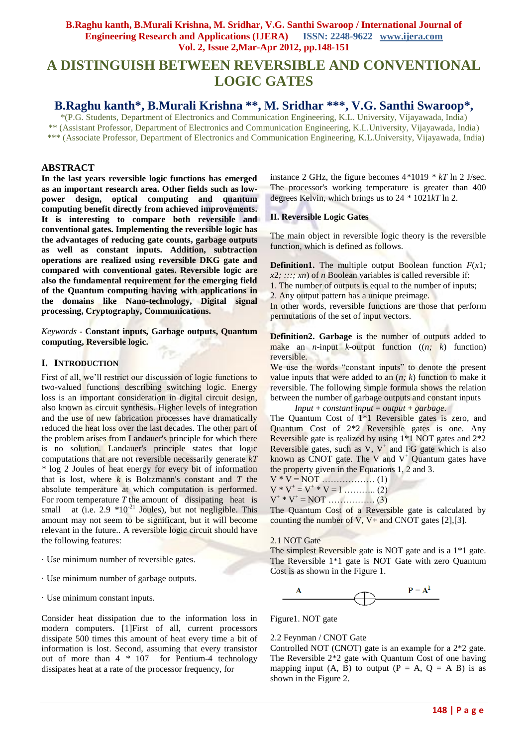# A DISTINGUISH BETWEEN REVERSIBLE AND CONVENTIONAL LOGIC GATES

## B.Raghu kanth*, B.Murali Krishna **, M. Sridhar ***, V.G. Santhi Swaroop*,

*(P.G. Students, Department of Electronics and Communication Engineering, K.L. University, Vijayawada, India)
** (Assistant Professor, Department of Electronics and Communication Engineering, K.L.University, Vijayawada, India)
*** (Associate Professor, Department of Electronics and Communication Engineering, K.L.University, Vijayawada, India)

## ABSTRACT

**In the last years reversible logic functions has emerged as an important research area. Other fields such as low-power design, optical computing and quantum computing benefit directly from achieved improvements. It is interesting to compare both reversible and conventional gates. Implementing the reversible logic has the advantages of reducing gate counts, garbage outputs as well as constant inputs. Addition, subtraction operations are realized using reversible DKG gate and compared with conventional gates. Reversible logic are also the fundamental requirement for the emerging field of the Quantum computing having with applications in the domains like Nano-technology, Digital signal processing, Cryptography, Communications.**

*Keywords* - **Constant inputs, Garbage outputs, Quantum computing, Reversible logic.**

## I. Introduction

First of all, we'll restrict our discussion of logic functions to two-valued functions describing switching logic. Energy loss is an important consideration in digital circuit design, also known as circuit synthesis. Higher levels of integration and the use of new fabrication processes have dramatically reduced the heat loss over the last decades. The other part of the problem arises from Landauer's principle for which there is no solution. Landauer's principle states that logic computations that are not reversible necessarily generate $kT * \log 2$ Joules of heat energy for every bit of information that is lost, where $k$ is Boltzmann's constant and $T$ the absolute temperature at which computation is performed. For room temperature $T$ the amount of dissipating heat is small at (i.e. $2.9 * 10^{-21}$ Joules), but not negligible. This amount may not seem to be significant, but it will become relevant in the future.. A reversible logic circuit should have the following features:

· Use minimum number of reversible gates.

· Use minimum number of garbage outputs.

· Use minimum constant inputs.

Consider heat dissipation due to the information loss in modern computers. [1]First of all, current processors dissipate 500 times this amount of heat every time a bit of information is lost. Second, assuming that every transistor out of more than 4 * 107 for Pentium-4 technology dissipates heat at a rate of the processor frequency, for instance 2 GHz, the figure becomes 4*1019 * $kT$ ln 2 J/sec. The processor's working temperature is greater than 400 degrees Kelvin, which brings us to 24 * 1021$kT$ ln 2.

### II. Reversible Logic Gates

The main object in reversible logic theory is the reversible function, which is defined as follows.

**Definition1.** The multiple output Boolean function $F(x1; x2; :::; xn)$ of $n$ Boolean variables is called reversible if:
1. The number of outputs is equal to the number of inputs;
2. Any output pattern has a unique preimage.
In other words, reversible functions are those that perform permutations of the set of input vectors.

**Definition2. Garbage** is the number of outputs added to make an $n$-input $k$-output function (($n; k$) function) reversible.
We use the words "constant inputs" to denote the present value inputs that were added to an ($n; k$) function to make it reversible. The following simple formula shows the relation between the number of garbage outputs and constant inputs

*Input + constant input = output + garbage.*

The Quantum Cost of 1*1 Reversible gates is zero, and Quantum Cost of 2*2 Reversible gates is one. Any Reversible gate is realized by using 1*1 NOT gates and 2*2 Reversible gates, such as V, $V^+$ and FG gate which is also known as CNOT gate. The V and $V^+$ Quantum gates have the property given in the Equations 1, 2 and 3.

$V * V = NOT$ ……………… (1)
$V * V^+ = V^+ * V = I$ ……….. (2)
$V^+ * V^+ = NOT$ …………… (3)

The Quantum Cost of a Reversible gate is calculated by counting the number of V, V+ and CNOT gates [2],[3].

2.1 NOT Gate
The simplest Reversible gate is NOT gate and is a 1*1 gate. The Reversible 1*1 gate is NOT Gate with zero Quantum Cost is as shown in the Figure 1.

Figure1. NOT gate

2.2 Feynman / CNOT Gate
Controlled NOT (CNOT) gate is an example for a 2*2 gate. The Reversible 2*2 gate with Quantum Cost of one having mapping input (A, B) to output (P = A, Q = A B) is as shown in the Figure 2.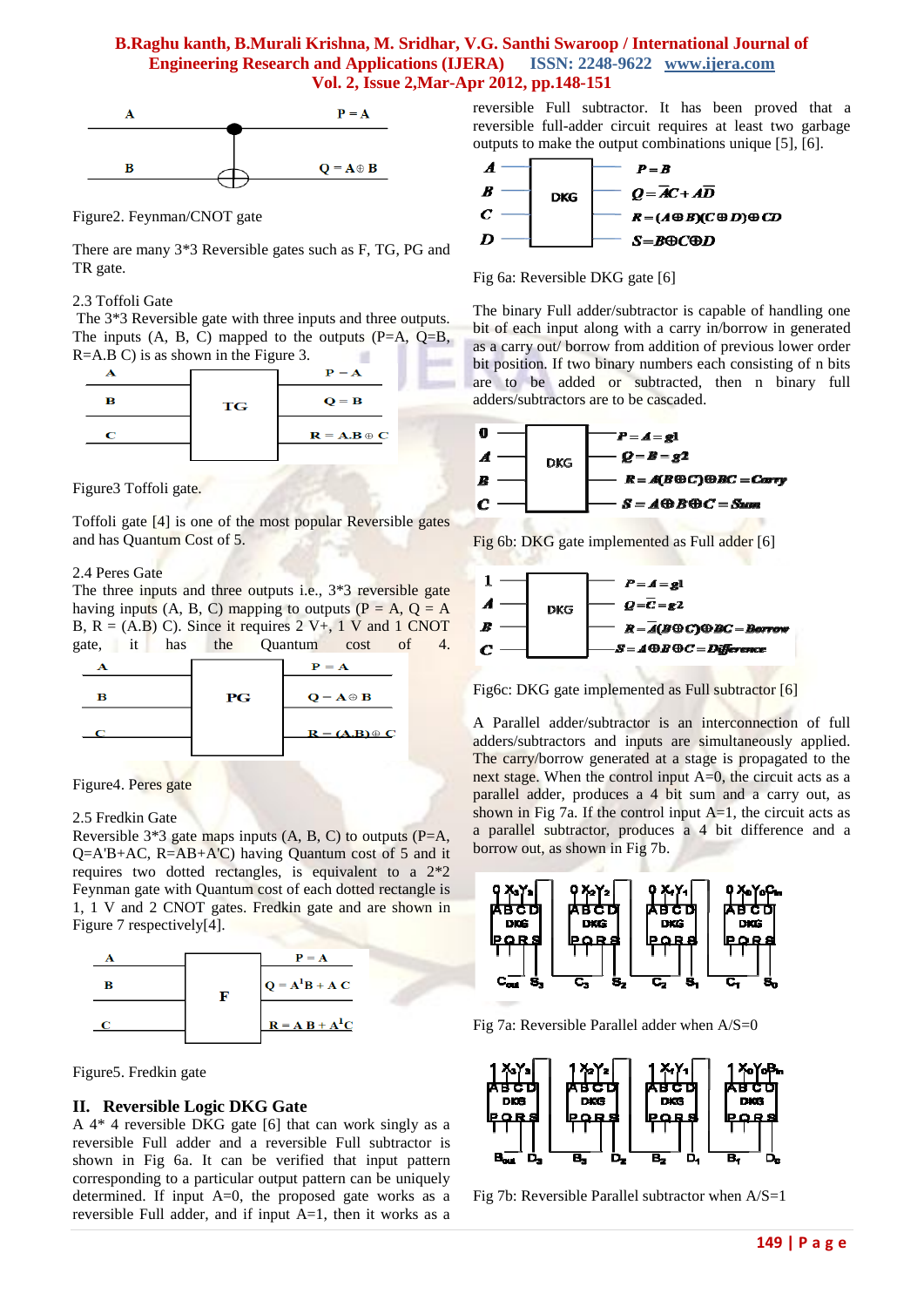Figure2. Feynman/CNOT gate

There are many 3*3 Reversible gates such as F, TG, PG and TR gate.

2.3 Toffoli Gate

The 3*3 Reversible gate with three inputs and three outputs. The inputs (A, B, C) mapped to the outputs (P=A, Q=B, R=A.B C) is as shown in the Figure 3.

Figure3 Toffoli gate.

Toffoli gate [4] is one of the most popular Reversible gates and has Quantum Cost of 5.

2.4 Peres Gate

The three inputs and three outputs i.e., 3*3 reversible gate having inputs (A, B, C) mapping to outputs (P = A, Q = A B, R = (A.B) C). Since it requires 2 V+, 1 V and 1 CNOT gate, it has the Quantum cost of 4.

Figure4. Peres gate

2.5 Fredkin Gate

Reversible 3*3 gate maps inputs (A, B, C) to outputs (P=A, Q=A'B+AC, R=AB+A'C) having Quantum cost of 5 and it requires two dotted rectangles, is equivalent to a 2*2 Feynman gate with Quantum cost of each dotted rectangle is 1, 1 V and 2 CNOT gates. Fredkin gate and are shown in Figure 7 respectively[4].

Figure5. Fredkin gate

## II. Reversible Logic DKG Gate

A 4* 4 reversible DKG gate [6] that can work singly as a reversible Full adder and a reversible Full subtractor is shown in Fig 6a. It can be verified that input pattern corresponding to a particular output pattern can be uniquely determined. If input A=0, the proposed gate works as a reversible Full adder, and if input A=1, then it works as a reversible Full subtractor. It has been proved that a reversible full-adder circuit requires at least two garbage outputs to make the output combinations unique [5], [6].

Fig 6a: Reversible DKG gate [6]

The binary Full adder/subtractor is capable of handling one bit of each input along with a carry in/borrow in generated as a carry out/ borrow from addition of previous lower order bit position. If two binary numbers each consisting of n bits are to be added or subtracted, then n binary full adders/subtractors are to be cascaded.

Fig 6b: DKG gate implemented as Full adder [6]

Fig6c: DKG gate implemented as Full subtractor [6]

A Parallel adder/subtractor is an interconnection of full adders/subtractors and inputs are simultaneously applied. The carry/borrow generated at a stage is propagated to the next stage. When the control input A=0, the circuit acts as a parallel adder, produces a 4 bit sum and a carry out, as shown in Fig 7a. If the control input A=1, the circuit acts as a parallel subtractor, produces a 4 bit difference and a borrow out, as shown in Fig 7b.

Fig 7a: Reversible Parallel adder when A/S=0

Fig 7b: Reversible Parallel subtractor when A/S=1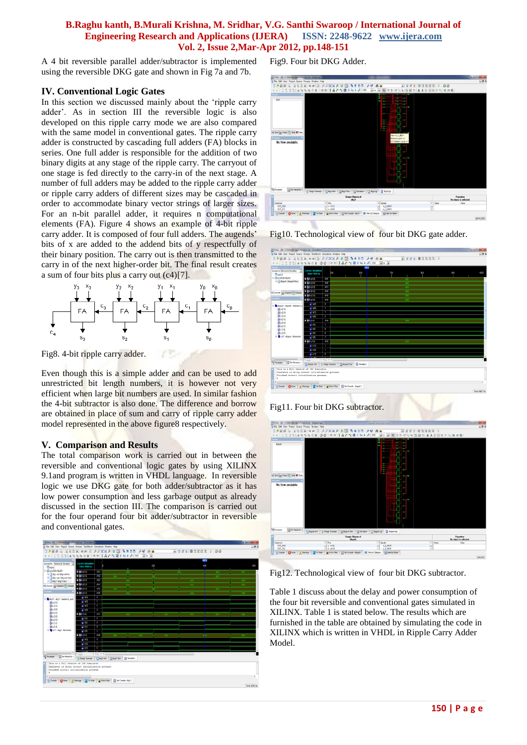A 4 bit reversible parallel adder/subtractor is implemented using the reversible DKG gate and shown in Fig 7a and 7b.

## IV. Conventional Logic Gates

In this section we discussed mainly about the 'ripple carry adder'. As in section III the reversible logic is also developed on this ripple carry mode we are also compared with the same model in conventional gates. The ripple carry adder is constructed by cascading full adders (FA) blocks in series. One full adder is responsible for the addition of two binary digits at any stage of the ripple carry. The carryout of one stage is fed directly to the carry-in of the next stage. A number of full adders may be added to the ripple carry adder or ripple carry adders of different sizes may be cascaded in order to accommodate binary vector strings of larger sizes. For an n-bit parallel adder, it requires n computational elements (FA). Figure 4 shows an example of 4-bit ripple carry adder. It is composed of four full adders. The augends' bits of x are added to the addend bits of y respectfully of their binary position. The carry out is then transmitted to the carry in of the next higher-order bit. The final result creates a sum of four bits plus a carry out (c4)[7].

Fig8. 4-bit ripple carry adder.

Even though this is a simple adder and can be used to add unrestricted bit length numbers, it is however not very efficient when large bit numbers are used. In similar fashion the 4-bit subtractor is also done. The difference and borrow are obtained in place of sum and carry of ripple carry adder model represented in the above figure8 respectively.

## V. Comparison and Results

The total comparison work is carried out in between the reversible and conventional logic gates by using XILINX 9.1and program is written in VHDL language. In reversible logic we use DKG gate for both adder/subtractor as it has low power consumption and less garbage output as already discussed in the section III. The comparison is carried out for the four operand four bit adder/subtractor in reversible and conventional gates.

Fig9. Four bit DKG Adder.

Fig10. Technological view of four bit DKG gate adder.

Fig11. Four bit DKG subtractor.

Fig12. Technological view of four bit DKG subtractor.

Table 1 discuss about the delay and power consumption of the four bit reversible and conventional gates simulated in XILINX. Table 1 is stated below. The results which are furnished in the table are obtained by simulating the code in XILINX which is written in VHDL in Ripple Carry Adder Model.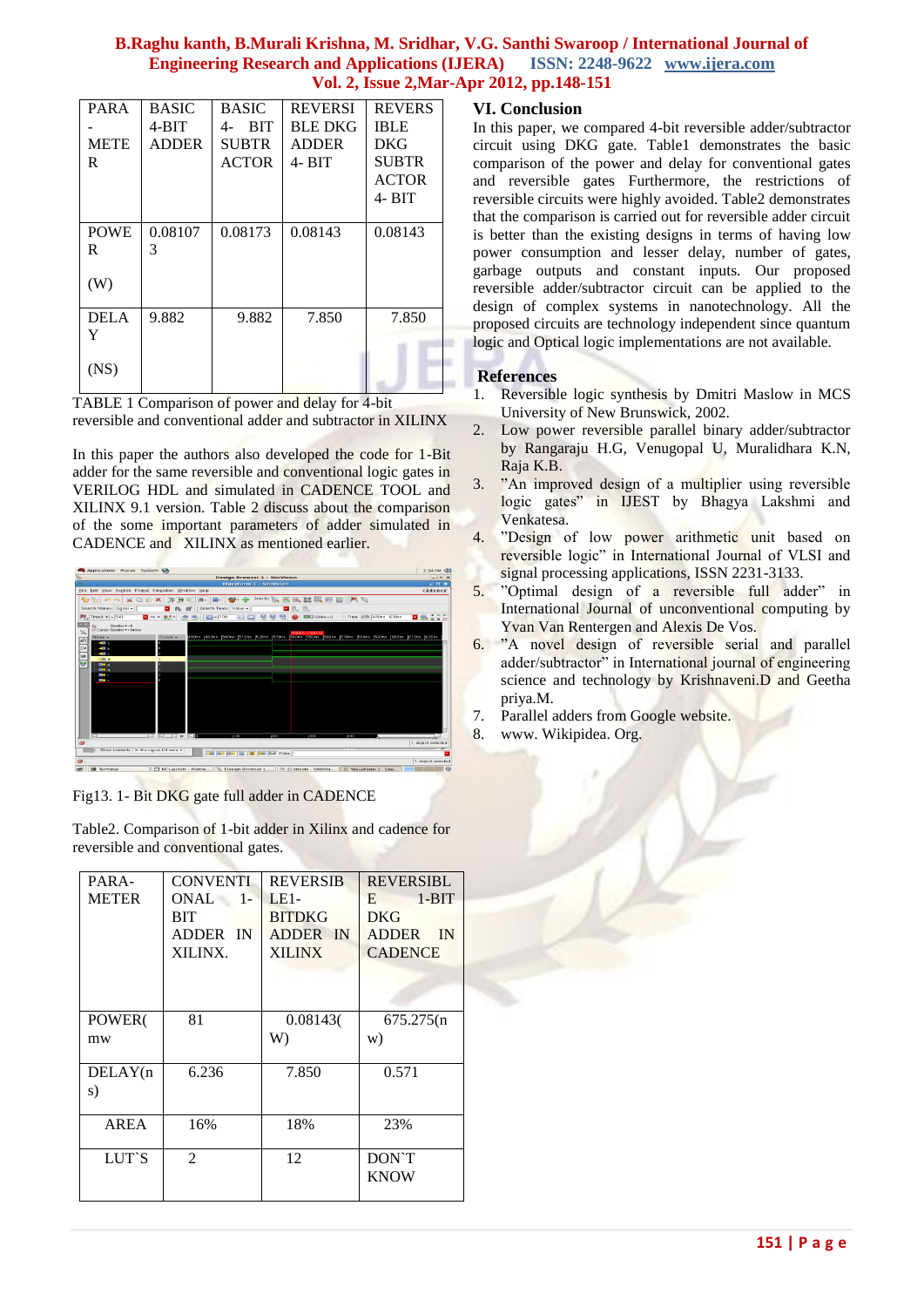| PARAMETER | BASIC 4-BIT ADDER | BASIC 4- BIT SUBTRACTOR | REVERSIBLE DKG ADDER 4- BIT | REVERSIBLE DKG SUBTRACTOR 4- BIT |
|---|---|---|---|---|
| POWER (W) | 0.081073 | 0.08173 | 0.08143 | 0.08143 |
| DELAY (NS) | 9.882 | 9.882 | 7.850 | 7.850 |

TABLE 1 Comparison of power and delay for 4-bit reversible and conventional adder and subtractor in XILINX

In this paper the authors also developed the code for 1-Bit adder for the same reversible and conventional logic gates in VERILOG HDL and simulated in CADENCE TOOL and XILINX 9.1 version. Table 2 discuss about the comparison of the some important parameters of adder simulated in CADENCE and XILINX as mentioned earlier.

Fig13. 1- Bit DKG gate full adder in CADENCE

Table2. Comparison of 1-bit adder in Xilinx and cadence for reversible and conventional gates.

| PARA-METER | CONVENTIONAL 1-BIT ADDER IN XILINX. | REVERSIBLE1-BITDKG ADDER IN XILINX | REVERSIBLE 1-BIT DKG ADDER IN CADENCE |
|---|---|---|---|
| POWER(mw | 81 | 0.08143(W) | 675.275(nw) |
| DELAY(ns) | 6.236 | 7.850 | 0.571 |
| AREA | 16% | 18% | 23% |
| LUT`S | 2 | 12 | DON`T KNOW |

## VI. Conclusion

In this paper, we compared 4-bit reversible adder/subtractor circuit using DKG gate. Table1 demonstrates the basic comparison of the power and delay for conventional gates and reversible gates Furthermore, the restrictions of reversible circuits were highly avoided. Table2 demonstrates that the comparison is carried out for reversible adder circuit is better than the existing designs in terms of having low power consumption and lesser delay, number of gates, garbage outputs and constant inputs. Our proposed reversible adder/subtractor circuit can be applied to the design of complex systems in nanotechnology. All the proposed circuits are technology independent since quantum logic and Optical logic implementations are not available.

## References

1. Reversible logic synthesis by Dmitri Maslow in MCS University of New Brunswick, 2002.
2. Low power reversible parallel binary adder/subtractor by Rangaraju H.G, Venugopal U, Muralidhara K.N, Raja K.B.
3. "An improved design of a multiplier using reversible logic gates" in IJEST by Bhagya Lakshmi and Venkatesa.
4. "Design of low power arithmetic unit based on reversible logic" in International Journal of VLSI and signal processing applications, ISSN 2231-3133.
5. "Optimal design of a reversible full adder" in International Journal of unconventional computing by Yvan Van Rentergen and Alexis De Vos.
6. "A novel design of reversible serial and parallel adder/subtractor" in International journal of engineering science and technology by Krishnaveni.D and Geetha priya.M.
7. Parallel adders from Google website.
8. www. Wikipidea. Org.